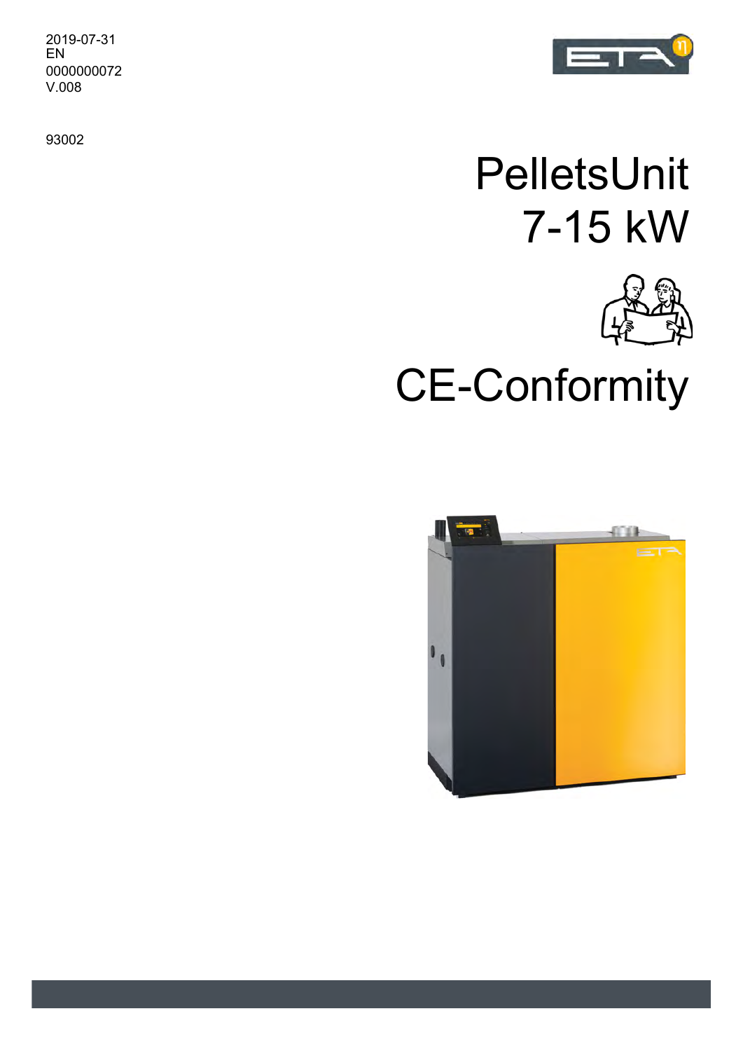2019-07-31
EN
0000000072
V.008

93002

# PelletsUnit 7-15 kW

# CE-Conformity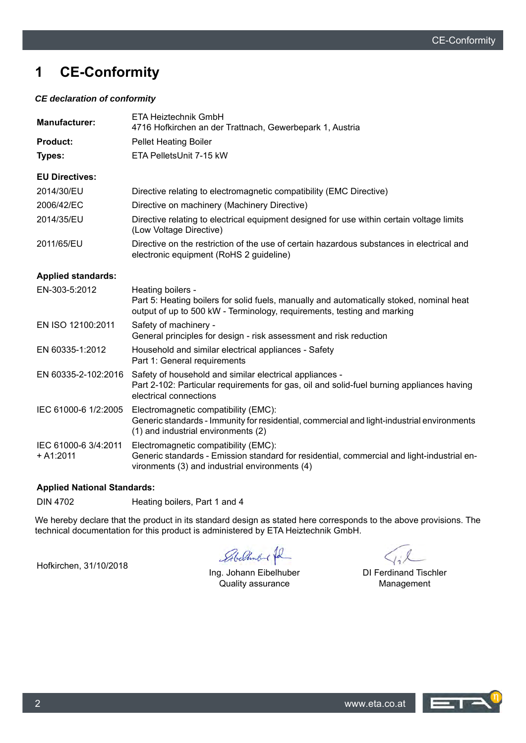# 1 CE-Conformity

***CE declaration of conformity***

| | |
|---|---|
| **Manufacturer:** | ETA Heiztechnik GmbH<br>4716 Hofkirchen an der Trattnach, Gewerbepark 1, Austria |
| **Product:** | Pellet Heating Boiler |
| **Types:** | ETA PelletsUnit 7-15 kW |

**EU Directives:**

| | |
|---|---|
| 2014/30/EU | Directive relating to electromagnetic compatibility (EMC Directive) |
| 2006/42/EC | Directive on machinery (Machinery Directive) |
| 2014/35/EU | Directive relating to electrical equipment designed for use within certain voltage limits (Low Voltage Directive) |
| 2011/65/EU | Directive on the restriction of the use of certain hazardous substances in electrical and electronic equipment (RoHS 2 guideline) |

**Applied standards:**

| | |
|---|---|
| EN-303-5:2012 | Heating boilers -<br>Part 5: Heating boilers for solid fuels, manually and automatically stoked, nominal heat output of up to 500 kW - Terminology, requirements, testing and marking |
| EN ISO 12100:2011 | Safety of machinery -<br>General principles for design - risk assessment and risk reduction |
| EN 60335-1:2012 | Household and similar electrical appliances - Safety<br>Part 1: General requirements |
| EN 60335-2-102:2016 | Safety of household and similar electrical appliances -<br>Part 2-102: Particular requirements for gas, oil and solid-fuel burning appliances having electrical connections |
| IEC 61000-6 1/2:2005 | Electromagnetic compatibility (EMC):<br>Generic standards - Immunity for residential, commercial and light-industrial environments (1) and industrial environments (2) |
| IEC 61000-6 3/4:2011 + A1:2011 | Electromagnetic compatibility (EMC):<br>Generic standards - Emission standard for residential, commercial and light-industrial environments (3) and industrial environments (4) |

**Applied National Standards:**

| | |
|---|---|
| DIN 4702 | Heating boilers, Part 1 and 4 |

We hereby declare that the product in its standard design as stated here corresponds to the above provisions. The technical documentation for this product is administered by ETA Heiztechnik GmbH.

Hofkirchen, 31/10/2018

Ing. Johann Eibelhuber
Quality assurance

DI Ferdinand Tischler
Management